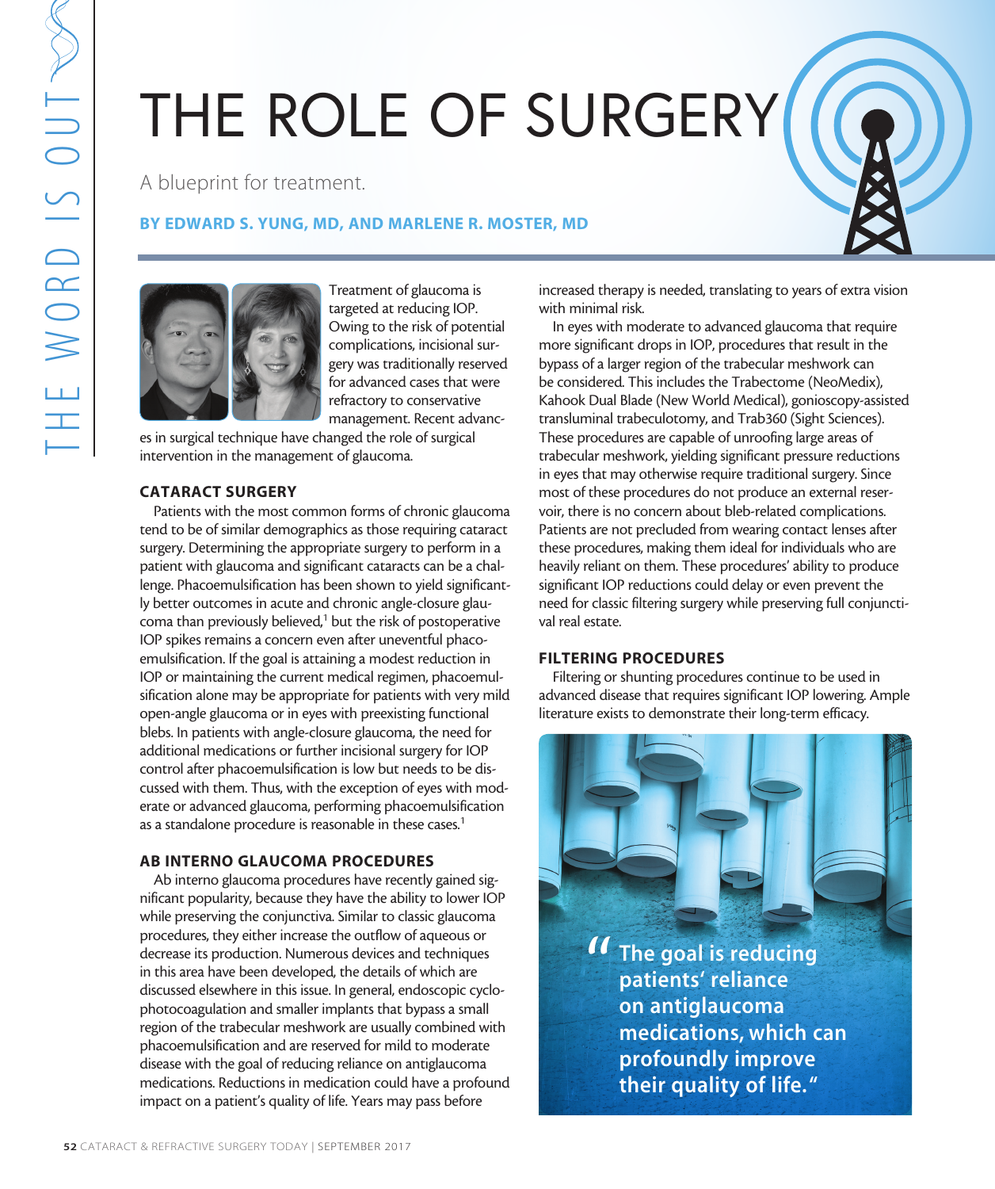# THE ROLE OF SURGERY

A blueprint for treatment.

**BY EDWARD S. YUNG, MD, AND MARLENE R. MOSTER, MD**

Treatment of glaucoma is targeted at reducing IOP. Owing to the risk of potential complications, incisional surgery was traditionally reserved for advanced cases that were refractory to conservative management. Recent advances in surgical technique have changed the role of surgical intervention in the management of glaucoma.

## CATARACT SURGERY

Patients with the most common forms of chronic glaucoma tend to be of similar demographics as those requiring cataract surgery. Determining the appropriate surgery to perform in a patient with glaucoma and significant cataracts can be a challenge. Phacoemulsification has been shown to yield significantly better outcomes in acute and chronic angle-closure glaucoma than previously believed,[1] but the risk of postoperative IOP spikes remains a concern even after uneventful phacoemulsification. If the goal is attaining a modest reduction in IOP or maintaining the current medical regimen, phacoemulsification alone may be appropriate for patients with very mild open-angle glaucoma or in eyes with preexisting functional blebs. In patients with angle-closure glaucoma, the need for additional medications or further incisional surgery for IOP control after phacoemulsification is low but needs to be discussed with them. Thus, with the exception of eyes with moderate or advanced glaucoma, performing phacoemulsification as a standalone procedure is reasonable in these cases.[1]

## AB INTERNO GLAUCOMA PROCEDURES

Ab interno glaucoma procedures have recently gained significant popularity, because they have the ability to lower IOP while preserving the conjunctiva. Similar to classic glaucoma procedures, they either increase the outflow of aqueous or decrease its production. Numerous devices and techniques in this area have been developed, the details of which are discussed elsewhere in this issue. In general, endoscopic cyclophotocoagulation and smaller implants that bypass a small region of the trabecular meshwork are usually combined with phacoemulsification and are reserved for mild to moderate disease with the goal of reducing reliance on antiglaucoma medications. Reductions in medication could have a profound impact on a patient's quality of life. Years may pass before increased therapy is needed, translating to years of extra vision with minimal risk.

In eyes with moderate to advanced glaucoma that require more significant drops in IOP, procedures that result in the bypass of a larger region of the trabecular meshwork can be considered. This includes the Trabectome (NeoMedix), Kahook Dual Blade (New World Medical), gonioscopy-assisted transluminal trabeculotomy, and Trab360 (Sight Sciences). These procedures are capable of unroofing large areas of trabecular meshwork, yielding significant pressure reductions in eyes that may otherwise require traditional surgery. Since most of these procedures do not produce an external reservoir, there is no concern about bleb-related complications. Patients are not precluded from wearing contact lenses after these procedures, making them ideal for individuals who are heavily reliant on them. These procedures' ability to produce significant IOP reductions could delay or even prevent the need for classic filtering surgery while preserving full conjunctival real estate.

## FILTERING PROCEDURES

Filtering or shunting procedures continue to be used in advanced disease that requires significant IOP lowering. Ample literature exists to demonstrate their long-term efficacy.

> "The goal is reducing patients' reliance on antiglaucoma medications, which can profoundly improve their quality of life."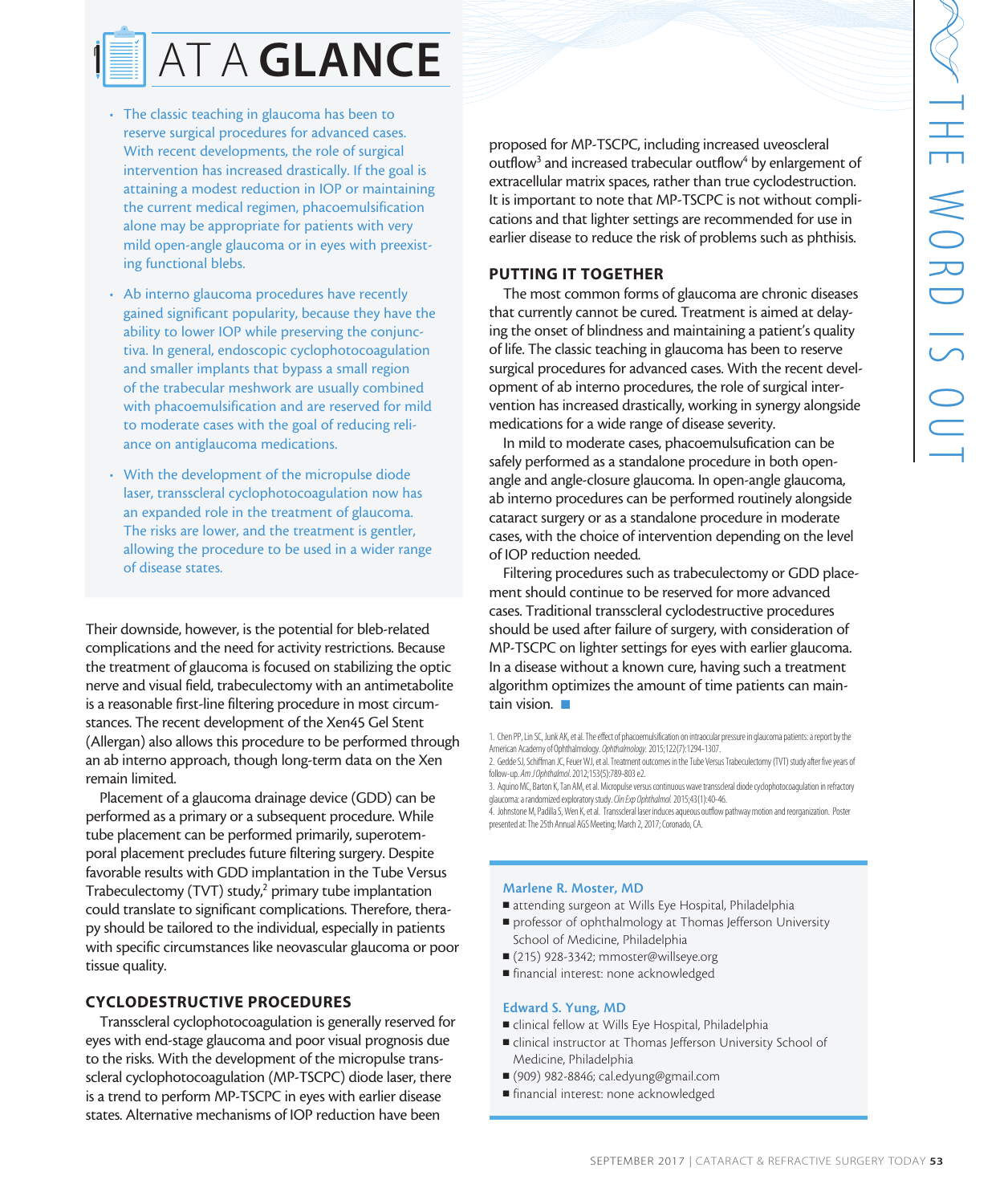## AT A GLANCE

- The classic teaching in glaucoma has been to reserve surgical procedures for advanced cases. With recent developments, the role of surgical intervention has increased drastically. If the goal is attaining a modest reduction in IOP or maintaining the current medical regimen, phacoemulsification alone may be appropriate for patients with very mild open-angle glaucoma or in eyes with preexisting functional blebs.
- Ab interno glaucoma procedures have recently gained significant popularity, because they have the ability to lower IOP while preserving the conjunctiva. In general, endoscopic cyclophotocoagulation and smaller implants that bypass a small region of the trabecular meshwork are usually combined with phacoemulsification and are reserved for mild to moderate cases with the goal of reducing reliance on antiglaucoma medications.
- With the development of the micropulse diode laser, transscleral cyclophotocoagulation now has an expanded role in the treatment of glaucoma. The risks are lower, and the treatment is gentler, allowing the procedure to be used in a wider range of disease states.

Their downside, however, is the potential for bleb-related complications and the need for activity restrictions. Because the treatment of glaucoma is focused on stabilizing the optic nerve and visual field, trabeculectomy with an antimetabolite is a reasonable first-line filtering procedure in most circumstances. The recent development of the Xen45 Gel Stent (Allergan) also allows this procedure to be performed through an ab interno approach, though long-term data on the Xen remain limited.

Placement of a glaucoma drainage device (GDD) can be performed as a primary or a subsequent procedure. While tube placement can be performed primarily, superotemporal placement precludes future filtering surgery. Despite favorable results with GDD implantation in the Tube Versus Trabeculectomy (TVT) study,[2] primary tube implantation could translate to significant complications. Therefore, therapy should be tailored to the individual, especially in patients with specific circumstances like neovascular glaucoma or poor tissue quality.

## CYCLODESTRUCTIVE PROCEDURES

Transscleral cyclophotocoagulation is generally reserved for eyes with end-stage glaucoma and poor visual prognosis due to the risks. With the development of the micropulse transscleral cyclophotocoagulation (MP-TSCPC) diode laser, there is a trend to perform MP-TSCPC in eyes with earlier disease states. Alternative mechanisms of IOP reduction have been proposed for MP-TSCPC, including increased uveoscleral outflow[3] and increased trabecular outflow[4] by enlargement of extracellular matrix spaces, rather than true cyclodestruction. It is important to note that MP-TSCPC is not without complications and that lighter settings are recommended for use in earlier disease to reduce the risk of problems such as phthisis.

## PUTTING IT TOGETHER

The most common forms of glaucoma are chronic diseases that currently cannot be cured. Treatment is aimed at delaying the onset of blindness and maintaining a patient's quality of life. The classic teaching in glaucoma has been to reserve surgical procedures for advanced cases. With the recent development of ab interno procedures, the role of surgical intervention has increased drastically, working in synergy alongside medications for a wide range of disease severity.

In mild to moderate cases, phacoemulsufication can be safely performed as a standalone procedure in both open-angle and angle-closure glaucoma. In open-angle glaucoma, ab interno procedures can be performed routinely alongside cataract surgery or as a standalone procedure in moderate cases, with the choice of intervention depending on the level of IOP reduction needed.

Filtering procedures such as trabeculectomy or GDD placement should continue to be reserved for more advanced cases. Traditional transscleral cyclodestructive procedures should be used after failure of surgery, with consideration of MP-TSCPC on lighter settings for eyes with earlier glaucoma. In a disease without a known cure, having such a treatment algorithm optimizes the amount of time patients can maintain vision. ■

1. Chen PP, Lin SC, Junk AK, et al. The effect of phacoemulsification on intraocular pressure in glaucoma patients: a report by the American Academy of Ophthalmology. *Ophthalmology.* 2015;122(7):1294-1307.
2. Gedde SJ, Schiffman JC, Feuer WJ, et al. Treatment outcomes in the Tube Versus Trabeculectomy (TVT) study after five years of follow-up. *Am J Ophthalmol.* 2012;153(5):789-803 e2.
3. Aquino MC, Barton K, Tan AM, et al. Micropulse versus continuous wave transscleral diode cyclophotocoagulation in refractory glaucoma: a randomized exploratory study. *Clin Exp Ophthalmol.* 2015;43(1):40-46.
4. Johnstone M, Padilla S, Wen K, et al. Transscleral laser induces aqueous outflow pathway motion and reorganization. Poster presented at: The 25th Annual AGS Meeting; March 2, 2017; Coronado, CA.

**Marlene R. Moster, MD**
- attending surgeon at Wills Eye Hospital, Philadelphia
- professor of ophthalmology at Thomas Jefferson University School of Medicine, Philadelphia
- (215) 928-3342; mmoster@willseye.org
- financial interest: none acknowledged

**Edward S. Yung, MD**
- clinical fellow at Wills Eye Hospital, Philadelphia
- clinical instructor at Thomas Jefferson University School of Medicine, Philadelphia
- (909) 982-8846; cal.edyung@gmail.com
- financial interest: none acknowledged